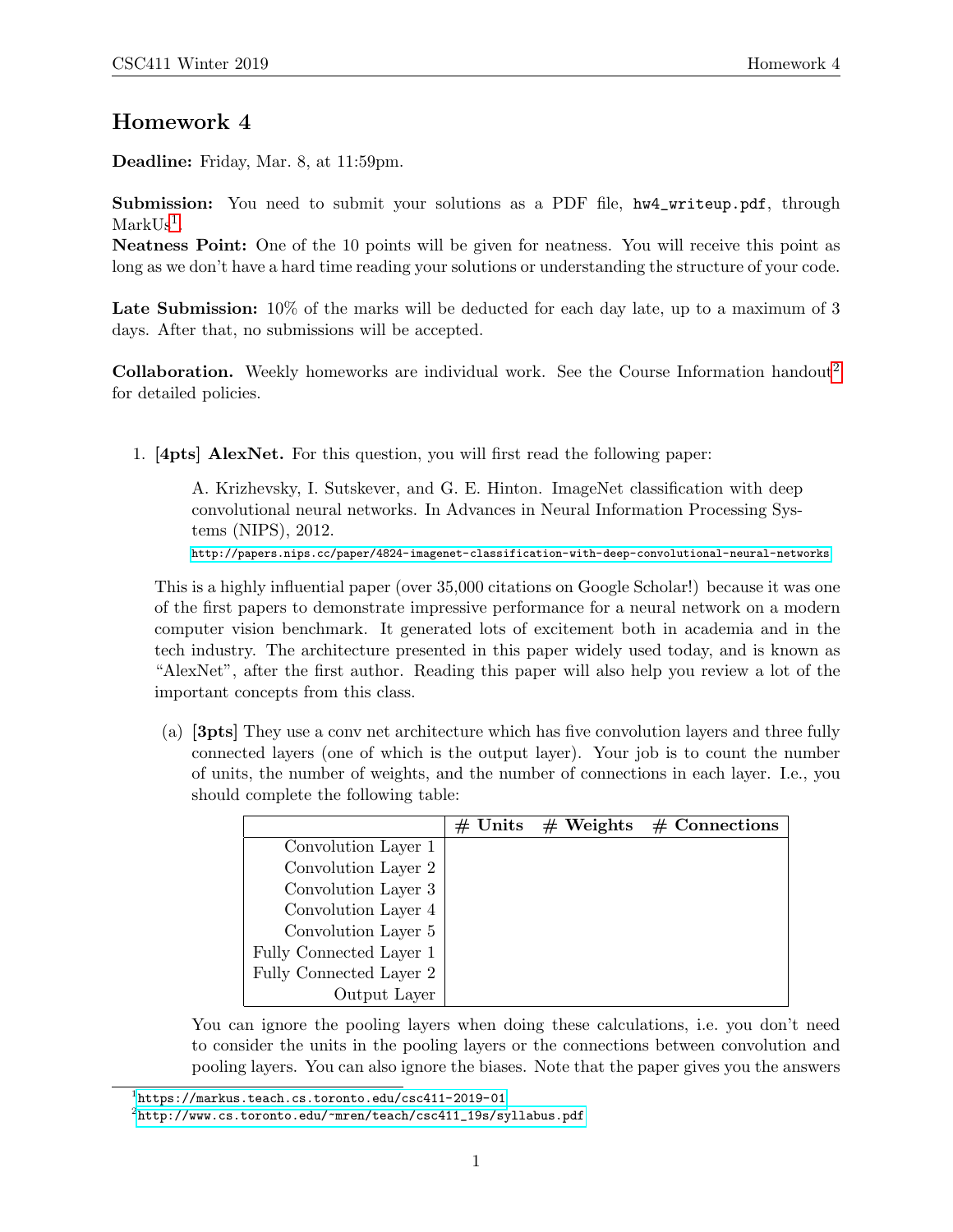# Homework 4

**Deadline:** Friday, Mar. 8, at 11:59pm.

**Submission:** You need to submit your solutions as a PDF file, `hw4_writeup.pdf`, through MarkUs[1].

**Neatness Point:** One of the 10 points will be given for neatness. You will receive this point as long as we don't have a hard time reading your solutions or understanding the structure of your code.

**Late Submission:** 10% of the marks will be deducted for each day late, up to a maximum of 3 days. After that, no submissions will be accepted.

**Collaboration.** Weekly homeworks are individual work. See the Course Information handout[2] for detailed policies.

1. **[4pts] AlexNet.** For this question, you will first read the following paper:

   > A. Krizhevsky, I. Sutskever, and G. E. Hinton. ImageNet classification with deep convolutional neural networks. In Advances in Neural Information Processing Systems (NIPS), 2012.
   > http://papers.nips.cc/paper/4824-imagenet-classification-with-deep-convolutional-neural-networks

   This is a highly influential paper (over 35,000 citations on Google Scholar!) because it was one of the first papers to demonstrate impressive performance for a neural network on a modern computer vision benchmark. It generated lots of excitement both in academia and in the tech industry. The architecture presented in this paper widely used today, and is known as "AlexNet", after the first author. Reading this paper will also help you review a lot of the important concepts from this class.

   (a) **[3pts]** They use a conv net architecture which has five convolution layers and three fully connected layers (one of which is the output layer). Your job is to count the number of units, the number of weights, and the number of connections in each layer. I.e., you should complete the following table:

   | | **# Units** | **# Weights** | **# Connections** |
   |---|---|---|---|
   | Convolution Layer 1 | | | |
   | Convolution Layer 2 | | | |
   | Convolution Layer 3 | | | |
   | Convolution Layer 4 | | | |
   | Convolution Layer 5 | | | |
   | Fully Connected Layer 1 | | | |
   | Fully Connected Layer 2 | | | |
   | Output Layer | | | |

   You can ignore the pooling layers when doing these calculations, i.e. you don't need to consider the units in the pooling layers or the connections between convolution and pooling layers. You can also ignore the biases. Note that the paper gives you the answers

[1] https://markus.teach.cs.toronto.edu/csc411-2019-01

[2] http://www.cs.toronto.edu/~mren/teach/csc411_19s/syllabus.pdf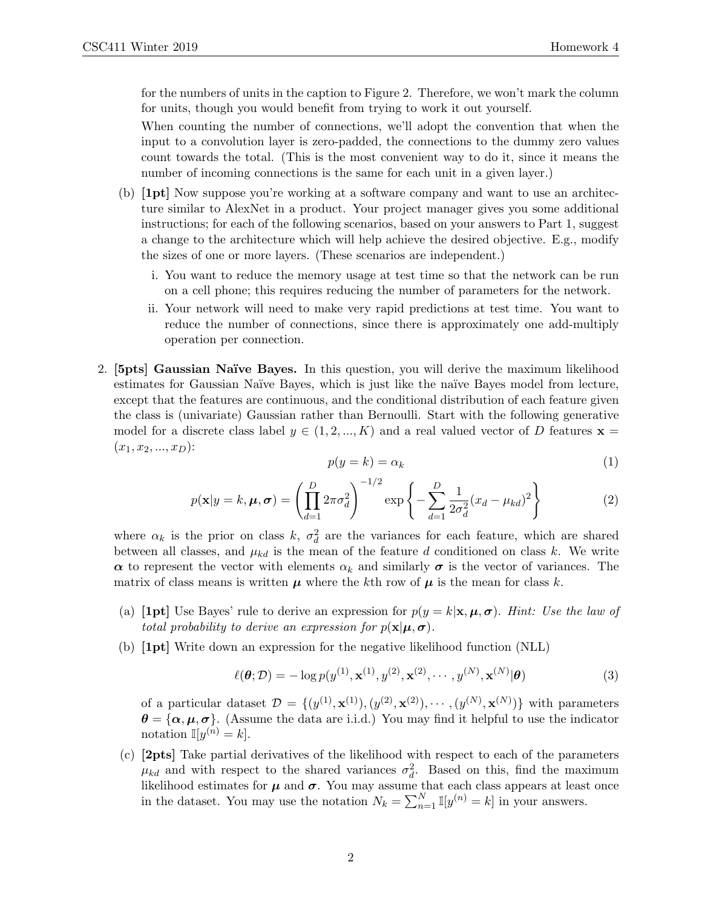for the numbers of units in the caption to Figure 2. Therefore, we won't mark the column for units, though you would benefit from trying to work it out yourself.

When counting the number of connections, we'll adopt the convention that when the input to a convolution layer is zero-padded, the connections to the dummy zero values count towards the total. (This is the most convenient way to do it, since it means the number of incoming connections is the same for each unit in a given layer.)

(b) **[1pt]** Now suppose you're working at a software company and want to use an architecture similar to AlexNet in a product. Your project manager gives you some additional instructions; for each of the following scenarios, based on your answers to Part 1, suggest a change to the architecture which will help achieve the desired objective. E.g., modify the sizes of one or more layers. (These scenarios are independent.)

i. You want to reduce the memory usage at test time so that the network can be run on a cell phone; this requires reducing the number of parameters for the network.

ii. Your network will need to make very rapid predictions at test time. You want to reduce the number of connections, since there is approximately one add-multiply operation per connection.

2. **[5pts] Gaussian Naïve Bayes.** In this question, you will derive the maximum likelihood estimates for Gaussian Naïve Bayes, which is just like the naïve Bayes model from lecture, except that the features are continuous, and the conditional distribution of each feature given the class is (univariate) Gaussian rather than Bernoulli. Start with the following generative model for a discrete class label $y \in (1, 2, ..., K)$ and a real valued vector of $D$ features $\mathbf{x} = (x_1, x_2, ..., x_D)$:

$$p(y = k) = \alpha_k \tag{1}$$

$$p(\mathbf{x}|y = k, \boldsymbol{\mu}, \boldsymbol{\sigma}) = \left( \prod_{d=1}^{D} 2\pi\sigma_d^2 \right)^{-1/2} \exp\left\{ -\sum_{d=1}^{D} \frac{1}{2\sigma_d^2}(x_d - \mu_{kd})^2 \right\} \tag{2}$$

where $\alpha_k$ is the prior on class $k$, $\sigma_d^2$ are the variances for each feature, which are shared between all classes, and $\mu_{kd}$ is the mean of the feature $d$ conditioned on class $k$. We write $\boldsymbol{\alpha}$ to represent the vector with elements $\alpha_k$ and similarly $\boldsymbol{\sigma}$ is the vector of variances. The matrix of class means is written $\boldsymbol{\mu}$ where the $k$th row of $\boldsymbol{\mu}$ is the mean for class $k$.

(a) **[1pt]** Use Bayes' rule to derive an expression for $p(y = k|\mathbf{x}, \boldsymbol{\mu}, \boldsymbol{\sigma})$. *Hint: Use the law of total probability to derive an expression for $p(\mathbf{x}|\boldsymbol{\mu}, \boldsymbol{\sigma})$.*

(b) **[1pt]** Write down an expression for the negative likelihood function (NLL)

$$\ell(\boldsymbol{\theta}; \mathcal{D}) = -\log p(y^{(1)}, \mathbf{x}^{(1)}, y^{(2)}, \mathbf{x}^{(2)}, \cdots, y^{(N)}, \mathbf{x}^{(N)}|\boldsymbol{\theta}) \tag{3}$$

of a particular dataset $\mathcal{D} = \{(y^{(1)}, \mathbf{x}^{(1)}), (y^{(2)}, \mathbf{x}^{(2)}), \cdots, (y^{(N)}, \mathbf{x}^{(N)})\}$ with parameters $\boldsymbol{\theta} = \{\boldsymbol{\alpha}, \boldsymbol{\mu}, \boldsymbol{\sigma}\}$. (Assume the data are i.i.d.) You may find it helpful to use the indicator notation $\mathbb{I}[y^{(n)} = k]$.

(c) **[2pts]** Take partial derivatives of the likelihood with respect to each of the parameters $\mu_{kd}$ and with respect to the shared variances $\sigma_d^2$. Based on this, find the maximum likelihood estimates for $\boldsymbol{\mu}$ and $\boldsymbol{\sigma}$. You may assume that each class appears at least once in the dataset. You may use the notation $N_k = \sum_{n=1}^{N} \mathbb{I}[y^{(n)} = k]$ in your answers.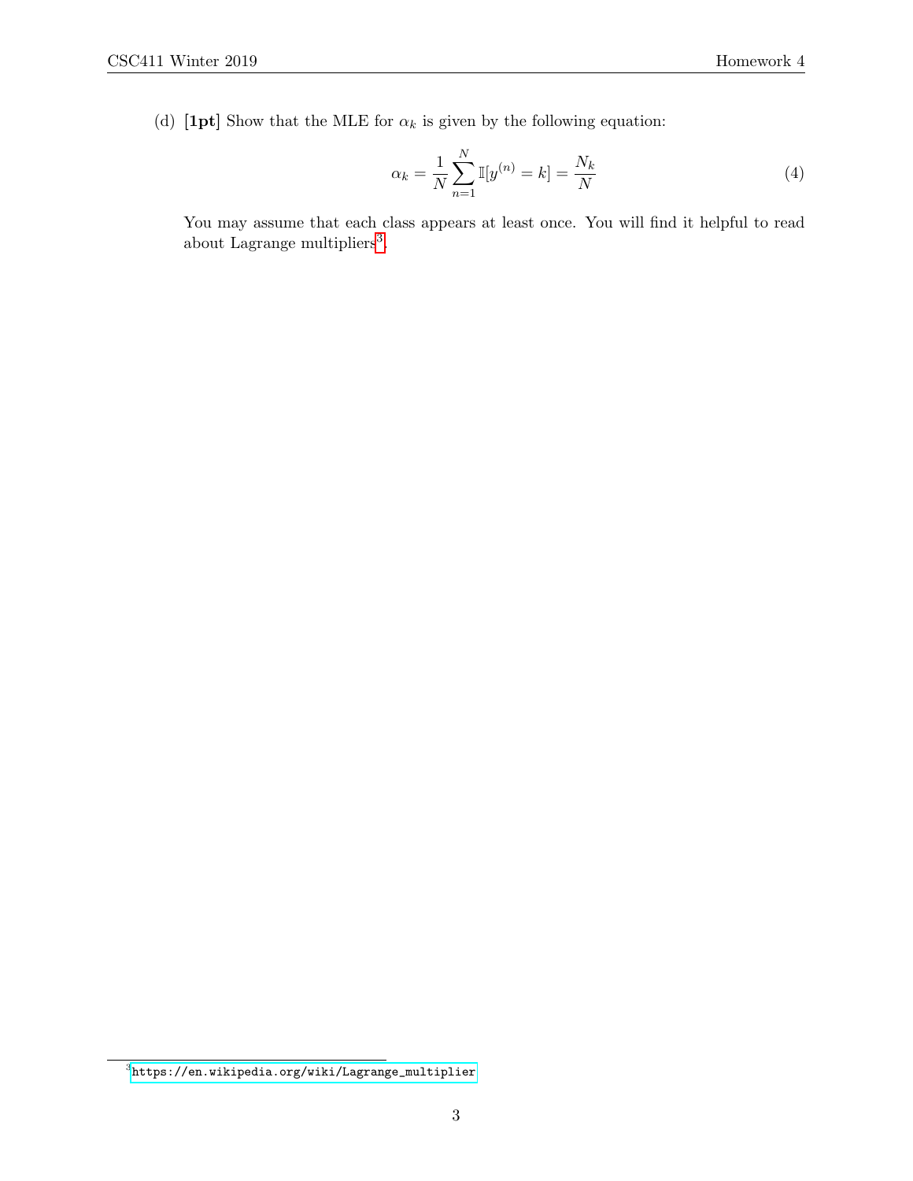(d) **[1pt]** Show that the MLE for $\alpha_k$ is given by the following equation:

$$\alpha_k = \frac{1}{N} \sum_{n=1}^{N} \mathbb{I}[y^{(n)} = k] = \frac{N_k}{N} \tag{4}$$

You may assume that each class appears at least once. You will find it helpful to read about Lagrange multipliers[3].

[3] https://en.wikipedia.org/wiki/Lagrange_multiplier